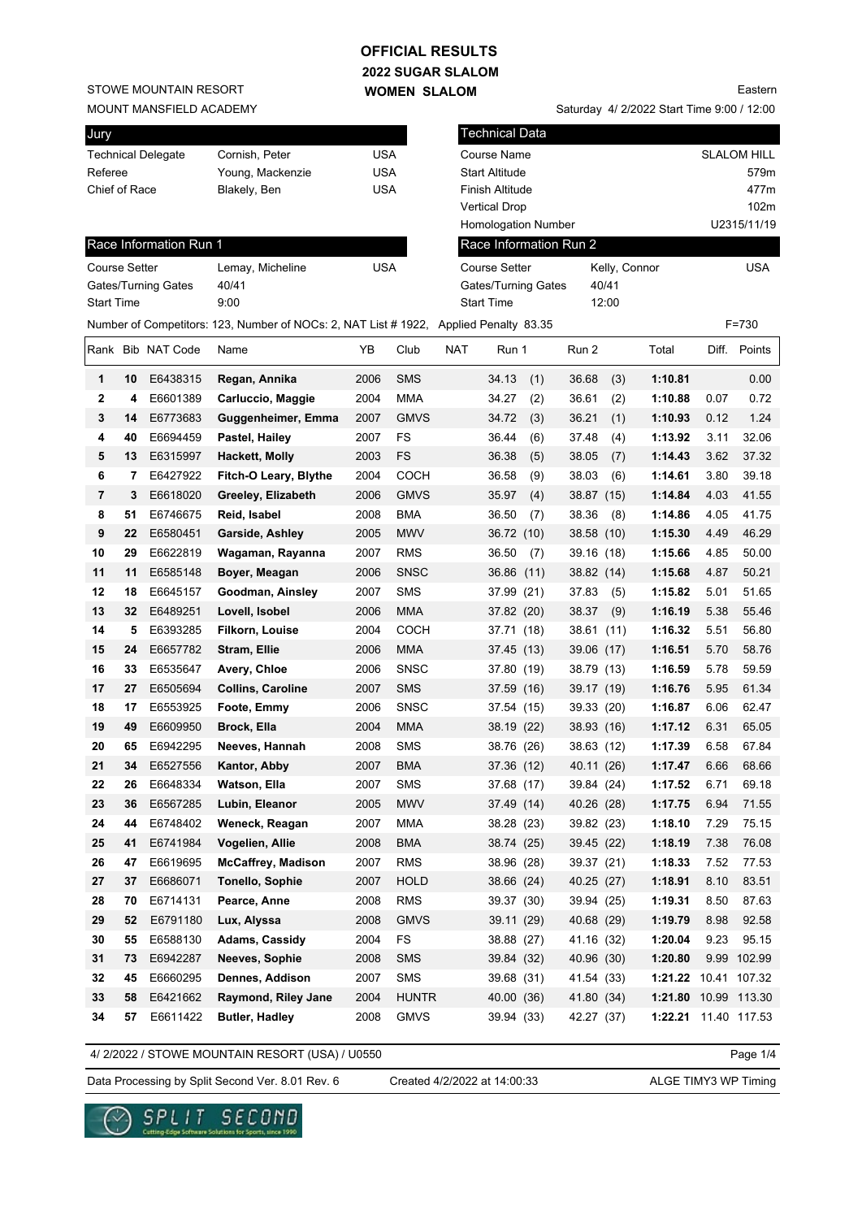# OFFICIAL RESULTS
## 2022 SUGAR SLALOM
## WOMEN SLALOM

STOWE MOUNTAIN RESORT
MOUNT MANSFIELD ACADEMY

Eastern

Saturday 4/ 2/2022 Start Time 9:00 / 12:00

| Jury | | |
|---|---|---|
| Technical Delegate | Cornish, Peter | USA |
| Referee | Young, Mackenzie | USA |
| Chief of Race | Blakely, Ben | USA |

| Technical Data | |
|---|---|
| Course Name | SLALOM HILL |
| Start Altitude | 579m |
| Finish Altitude | 477m |
| Vertical Drop | 102m |
| Homologation Number | U2315/11/19 |

| Race Information Run 1 | | |
|---|---|---|
| Course Setter | Lemay, Micheline | USA |
| Gates/Turning Gates | 40/41 | |
| Start Time | 9:00 | |

| Race Information Run 2 | | |
|---|---|---|
| Course Setter | Kelly, Connor | USA |
| Gates/Turning Gates | 40/41 | |
| Start Time | 12:00 | |

Number of Competitors: 123, Number of NOCs: 2, NAT List # 1922, Applied Penalty 83.35 F=730

| Rank | Bib | NAT Code | Name | YB | Club | NAT | Run 1 | Run 2 | Total | Diff. | Points |
|---|---|---|---|---|---|---|---|---|---|---|---|
| 1 | 10 | E6438315 | **Regan, Annika** | 2006 | SMS | | 34.13 (1) | 36.68 (3) | **1:10.81** | | 0.00 |
| 2 | 4 | E6601389 | **Carluccio, Maggie** | 2004 | MMA | | 34.27 (2) | 36.61 (2) | **1:10.88** | 0.07 | 0.72 |
| 3 | 14 | E6773683 | **Guggenheimer, Emma** | 2007 | GMVS | | 34.72 (3) | 36.21 (1) | **1:10.93** | 0.12 | 1.24 |
| 4 | 40 | E6694459 | **Pastel, Hailey** | 2007 | FS | | 36.44 (6) | 37.48 (4) | **1:13.92** | 3.11 | 32.06 |
| 5 | 13 | E6315997 | **Hackett, Molly** | 2003 | FS | | 36.38 (5) | 38.05 (7) | **1:14.43** | 3.62 | 37.32 |
| 6 | 7 | E6427922 | **Fitch-O Leary, Blythe** | 2004 | COCH | | 36.58 (9) | 38.03 (6) | **1:14.61** | 3.80 | 39.18 |
| 7 | 3 | E6618020 | **Greeley, Elizabeth** | 2006 | GMVS | | 35.97 (4) | 38.87 (15) | **1:14.84** | 4.03 | 41.55 |
| 8 | 51 | E6746675 | **Reid, Isabel** | 2008 | BMA | | 36.50 (7) | 38.36 (8) | **1:14.86** | 4.05 | 41.75 |
| 9 | 22 | E6580451 | **Garside, Ashley** | 2005 | MWV | | 36.72 (10) | 38.58 (10) | **1:15.30** | 4.49 | 46.29 |
| 10 | 29 | E6622819 | **Wagaman, Rayanna** | 2007 | RMS | | 36.50 (7) | 39.16 (18) | **1:15.66** | 4.85 | 50.00 |
| 11 | 11 | E6585148 | **Boyer, Meagan** | 2006 | SNSC | | 36.86 (11) | 38.82 (14) | **1:15.68** | 4.87 | 50.21 |
| 12 | 18 | E6645157 | **Goodman, Ainsley** | 2007 | SMS | | 37.99 (21) | 37.83 (5) | **1:15.82** | 5.01 | 51.65 |
| 13 | 32 | E6489251 | **Lovell, Isobel** | 2006 | MMA | | 37.82 (20) | 38.37 (9) | **1:16.19** | 5.38 | 55.46 |
| 14 | 5 | E6393285 | **Filkorn, Louise** | 2004 | COCH | | 37.71 (18) | 38.61 (11) | **1:16.32** | 5.51 | 56.80 |
| 15 | 24 | E6657782 | **Stram, Ellie** | 2006 | MMA | | 37.45 (13) | 39.06 (17) | **1:16.51** | 5.70 | 58.76 |
| 16 | 33 | E6535647 | **Avery, Chloe** | 2006 | SNSC | | 37.80 (19) | 38.79 (13) | **1:16.59** | 5.78 | 59.59 |
| 17 | 27 | E6505694 | **Collins, Caroline** | 2007 | SMS | | 37.59 (16) | 39.17 (19) | **1:16.76** | 5.95 | 61.34 |
| 18 | 17 | E6553925 | **Foote, Emmy** | 2006 | SNSC | | 37.54 (15) | 39.33 (20) | **1:16.87** | 6.06 | 62.47 |
| 19 | 49 | E6609950 | **Brock, Ella** | 2004 | MMA | | 38.19 (22) | 38.93 (16) | **1:17.12** | 6.31 | 65.05 |
| 20 | 65 | E6942295 | **Neeves, Hannah** | 2008 | SMS | | 38.76 (26) | 38.63 (12) | **1:17.39** | 6.58 | 67.84 |
| 21 | 34 | E6527556 | **Kantor, Abby** | 2007 | BMA | | 37.36 (12) | 40.11 (26) | **1:17.47** | 6.66 | 68.66 |
| 22 | 26 | E6648334 | **Watson, Ella** | 2007 | SMS | | 37.68 (17) | 39.84 (24) | **1:17.52** | 6.71 | 69.18 |
| 23 | 36 | E6567285 | **Lubin, Eleanor** | 2005 | MWV | | 37.49 (14) | 40.26 (28) | **1:17.75** | 6.94 | 71.55 |
| 24 | 44 | E6748402 | **Weneck, Reagan** | 2007 | MMA | | 38.28 (23) | 39.82 (23) | **1:18.10** | 7.29 | 75.15 |
| 25 | 41 | E6741984 | **Vogelien, Allie** | 2008 | BMA | | 38.74 (25) | 39.45 (22) | **1:18.19** | 7.38 | 76.08 |
| 26 | 47 | E6619695 | **McCaffrey, Madison** | 2007 | RMS | | 38.96 (28) | 39.37 (21) | **1:18.33** | 7.52 | 77.53 |
| 27 | 37 | E6686071 | **Tonello, Sophie** | 2007 | HOLD | | 38.66 (24) | 40.25 (27) | **1:18.91** | 8.10 | 83.51 |
| 28 | 70 | E6714131 | **Pearce, Anne** | 2008 | RMS | | 39.37 (30) | 39.94 (25) | **1:19.31** | 8.50 | 87.63 |
| 29 | 52 | E6791180 | **Lux, Alyssa** | 2008 | GMVS | | 39.11 (29) | 40.68 (29) | **1:19.79** | 8.98 | 92.58 |
| 30 | 55 | E6588130 | **Adams, Cassidy** | 2004 | FS | | 38.88 (27) | 41.16 (32) | **1:20.04** | 9.23 | 95.15 |
| 31 | 73 | E6942287 | **Neeves, Sophie** | 2008 | SMS | | 39.84 (32) | 40.96 (30) | **1:20.80** | 9.99 | 102.99 |
| 32 | 45 | E6660295 | **Dennes, Addison** | 2007 | SMS | | 39.68 (31) | 41.54 (33) | **1:21.22** | 10.41 | 107.32 |
| 33 | 58 | E6421662 | **Raymond, Riley Jane** | 2004 | HUNTR | | 40.00 (36) | 41.80 (34) | **1:21.80** | 10.99 | 113.30 |
| 34 | 57 | E6611422 | **Butler, Hadley** | 2008 | GMVS | | 39.94 (33) | 42.27 (37) | **1:22.21** | 11.40 | 117.53 |

4/ 2/2022 / STOWE MOUNTAIN RESORT (USA) / U0550

Data Processing by Split Second Ver. 8.01 Rev. 6 Created 4/2/2022 at 14:00:33 ALGE TIMY3 WP Timing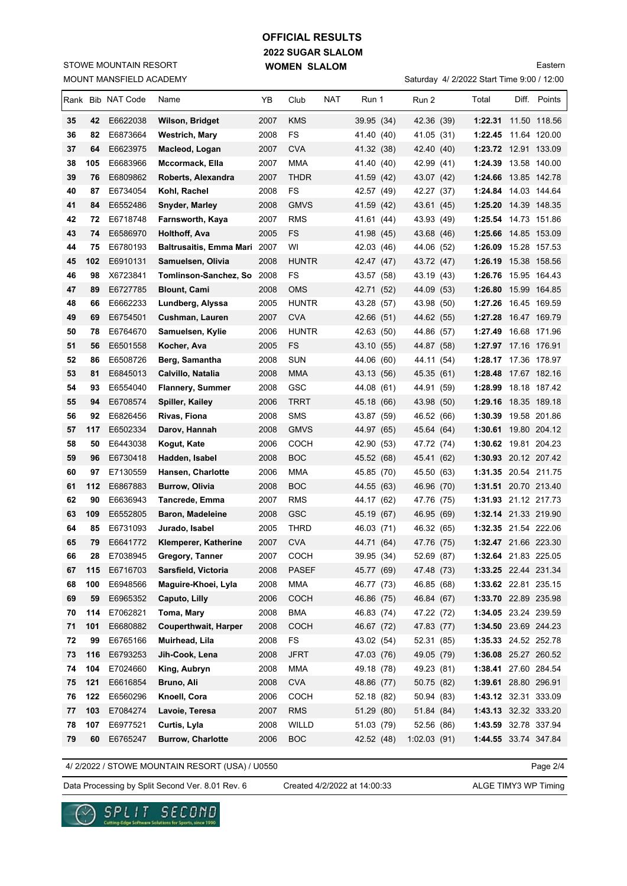# OFFICIAL RESULTS
## 2022 SUGAR SLALOM
## WOMEN SLALOM

STOWE MOUNTAIN RESORT
MOUNT MANSFIELD ACADEMY

Eastern
Saturday 4/ 2/2022 Start Time 9:00 / 12:00

| Rank | Bib | NAT Code | Name | YB | Club | NAT | Run 1 | Run 2 | Total | Diff. | Points |
|---|---|---|---|---|---|---|---|---|---|---|---|
| 35 | 42 | E6622038 | **Wilson, Bridget** | 2007 | KMS | | 39.95 (34) | 42.36 (39) | **1:22.31** | 11.50 | 118.56 |
| 36 | 82 | E6873664 | **Westrich, Mary** | 2008 | FS | | 41.40 (40) | 41.05 (31) | **1:22.45** | 11.64 | 120.00 |
| 37 | 64 | E6623975 | **Macleod, Logan** | 2007 | CVA | | 41.32 (38) | 42.40 (40) | **1:23.72** | 12.91 | 133.09 |
| 38 | 105 | E6683966 | **Mccormack, Ella** | 2007 | MMA | | 41.40 (40) | 42.99 (41) | **1:24.39** | 13.58 | 140.00 |
| 39 | 76 | E6809862 | **Roberts, Alexandra** | 2007 | THDR | | 41.59 (42) | 43.07 (42) | **1:24.66** | 13.85 | 142.78 |
| 40 | 87 | E6734054 | **Kohl, Rachel** | 2008 | FS | | 42.57 (49) | 42.27 (37) | **1:24.84** | 14.03 | 144.64 |
| 41 | 84 | E6552486 | **Snyder, Marley** | 2008 | GMVS | | 41.59 (42) | 43.61 (45) | **1:25.20** | 14.39 | 148.35 |
| 42 | 72 | E6718748 | **Farnsworth, Kaya** | 2007 | RMS | | 41.61 (44) | 43.93 (49) | **1:25.54** | 14.73 | 151.86 |
| 43 | 74 | E6586970 | **Holthoff, Ava** | 2005 | FS | | 41.98 (45) | 43.68 (46) | **1:25.66** | 14.85 | 153.09 |
| 44 | 75 | E6780193 | **Baltrusaitis, Emma Mari** | 2007 | WI | | 42.03 (46) | 44.06 (52) | **1:26.09** | 15.28 | 157.53 |
| 45 | 102 | E6910131 | **Samuelsen, Olivia** | 2008 | HUNTR | | 42.47 (47) | 43.72 (47) | **1:26.19** | 15.38 | 158.56 |
| 46 | 98 | X6723841 | **Tomlinson-Sanchez, So** | 2008 | FS | | 43.57 (58) | 43.19 (43) | **1:26.76** | 15.95 | 164.43 |
| 47 | 89 | E6727785 | **Blount, Cami** | 2008 | OMS | | 42.71 (52) | 44.09 (53) | **1:26.80** | 15.99 | 164.85 |
| 48 | 66 | E6662233 | **Lundberg, Alyssa** | 2005 | HUNTR | | 43.28 (57) | 43.98 (50) | **1:27.26** | 16.45 | 169.59 |
| 49 | 69 | E6754501 | **Cushman, Lauren** | 2007 | CVA | | 42.66 (51) | 44.62 (55) | **1:27.28** | 16.47 | 169.79 |
| 50 | 78 | E6764670 | **Samuelsen, Kylie** | 2006 | HUNTR | | 42.63 (50) | 44.86 (57) | **1:27.49** | 16.68 | 171.96 |
| 51 | 56 | E6501558 | **Kocher, Ava** | 2005 | FS | | 43.10 (55) | 44.87 (58) | **1:27.97** | 17.16 | 176.91 |
| 52 | 86 | E6508726 | **Berg, Samantha** | 2008 | SUN | | 44.06 (60) | 44.11 (54) | **1:28.17** | 17.36 | 178.97 |
| 53 | 81 | E6845013 | **Calvillo, Natalia** | 2008 | MMA | | 43.13 (56) | 45.35 (61) | **1:28.48** | 17.67 | 182.16 |
| 54 | 93 | E6554040 | **Flannery, Summer** | 2008 | GSC | | 44.08 (61) | 44.91 (59) | **1:28.99** | 18.18 | 187.42 |
| 55 | 94 | E6708574 | **Spiller, Kailey** | 2006 | TRRT | | 45.18 (66) | 43.98 (50) | **1:29.16** | 18.35 | 189.18 |
| 56 | 92 | E6826456 | **Rivas, Fiona** | 2008 | SMS | | 43.87 (59) | 46.52 (66) | **1:30.39** | 19.58 | 201.86 |
| 57 | 117 | E6502334 | **Darov, Hannah** | 2008 | GMVS | | 44.97 (65) | 45.64 (64) | **1:30.61** | 19.80 | 204.12 |
| 58 | 50 | E6443038 | **Kogut, Kate** | 2006 | COCH | | 42.90 (53) | 47.72 (74) | **1:30.62** | 19.81 | 204.23 |
| 59 | 96 | E6730418 | **Hadden, Isabel** | 2008 | BOC | | 45.52 (68) | 45.41 (62) | **1:30.93** | 20.12 | 207.42 |
| 60 | 97 | E7130559 | **Hansen, Charlotte** | 2006 | MMA | | 45.85 (70) | 45.50 (63) | **1:31.35** | 20.54 | 211.75 |
| 61 | 112 | E6867883 | **Burrow, Olivia** | 2008 | BOC | | 44.55 (63) | 46.96 (70) | **1:31.51** | 20.70 | 213.40 |
| 62 | 90 | E6636943 | **Tancrede, Emma** | 2007 | RMS | | 44.17 (62) | 47.76 (75) | **1:31.93** | 21.12 | 217.73 |
| 63 | 109 | E6552805 | **Baron, Madeleine** | 2008 | GSC | | 45.19 (67) | 46.95 (69) | **1:32.14** | 21.33 | 219.90 |
| 64 | 85 | E6731093 | **Jurado, Isabel** | 2005 | THRD | | 46.03 (71) | 46.32 (65) | **1:32.35** | 21.54 | 222.06 |
| 65 | 79 | E6641772 | **Klemperer, Katherine** | 2007 | CVA | | 44.71 (64) | 47.76 (75) | **1:32.47** | 21.66 | 223.30 |
| 66 | 28 | E7038945 | **Gregory, Tanner** | 2007 | COCH | | 39.95 (34) | 52.69 (87) | **1:32.64** | 21.83 | 225.05 |
| 67 | 115 | E6716703 | **Sarsfield, Victoria** | 2008 | PASEF | | 45.77 (69) | 47.48 (73) | **1:33.25** | 22.44 | 231.34 |
| 68 | 100 | E6948566 | **Maguire-Khoei, Lyla** | 2008 | MMA | | 46.77 (73) | 46.85 (68) | **1:33.62** | 22.81 | 235.15 |
| 69 | 59 | E6965352 | **Caputo, Lilly** | 2006 | COCH | | 46.86 (75) | 46.84 (67) | **1:33.70** | 22.89 | 235.98 |
| 70 | 114 | E7062821 | **Toma, Mary** | 2008 | BMA | | 46.83 (74) | 47.22 (72) | **1:34.05** | 23.24 | 239.59 |
| 71 | 101 | E6680882 | **Couperthwait, Harper** | 2008 | COCH | | 46.67 (72) | 47.83 (77) | **1:34.50** | 23.69 | 244.23 |
| 72 | 99 | E6765166 | **Muirhead, Lila** | 2008 | FS | | 43.02 (54) | 52.31 (85) | **1:35.33** | 24.52 | 252.78 |
| 73 | 116 | E6793253 | **Jih-Cook, Lena** | 2008 | JFRT | | 47.03 (76) | 49.05 (79) | **1:36.08** | 25.27 | 260.52 |
| 74 | 104 | E7024660 | **King, Aubryn** | 2008 | MMA | | 49.18 (78) | 49.23 (81) | **1:38.41** | 27.60 | 284.54 |
| 75 | 121 | E6616854 | **Bruno, Ali** | 2008 | CVA | | 48.86 (77) | 50.75 (82) | **1:39.61** | 28.80 | 296.91 |
| 76 | 122 | E6560296 | **Knoell, Cora** | 2006 | COCH | | 52.18 (82) | 50.94 (83) | **1:43.12** | 32.31 | 333.09 |
| 77 | 103 | E7084274 | **Lavoie, Teresa** | 2007 | RMS | | 51.29 (80) | 51.84 (84) | **1:43.13** | 32.32 | 333.20 |
| 78 | 107 | E6977521 | **Curtis, Lyla** | 2008 | WILLD | | 51.03 (79) | 52.56 (86) | **1:43.59** | 32.78 | 337.94 |
| 79 | 60 | E6765247 | **Burrow, Charlotte** | 2006 | BOC | | 42.52 (48) | 1:02.03 (91) | **1:44.55** | 33.74 | 347.84 |

4/ 2/2022 / STOWE MOUNTAIN RESORT (USA) / U0550

Data Processing by Split Second Ver. 8.01 Rev. 6 — Created 4/2/2022 at 14:00:33 — ALGE TIMY3 WP Timing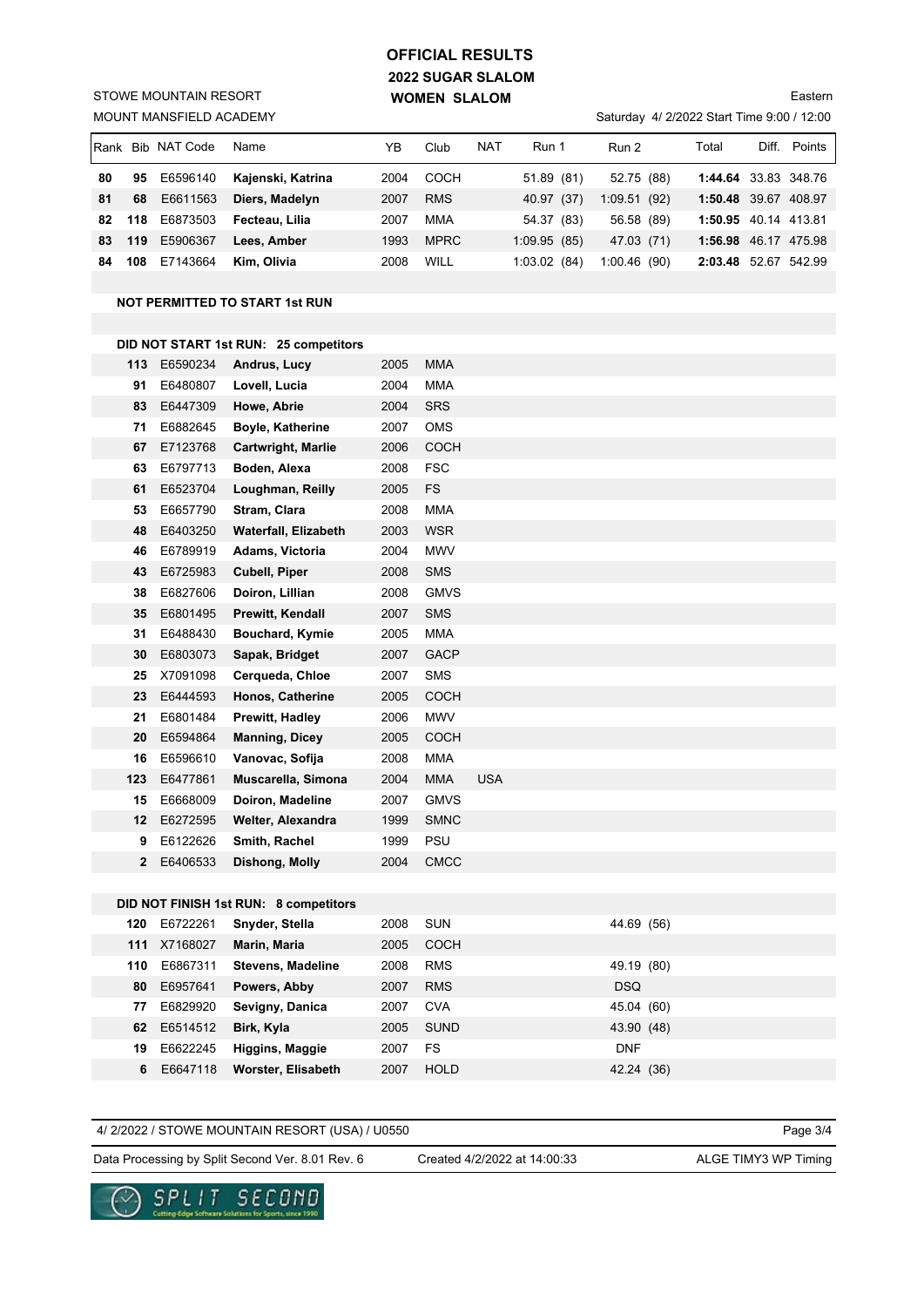# OFFICIAL RESULTS
## 2022 SUGAR SLALOM
### WOMEN SLALOM

STOWE MOUNTAIN RESORT
MOUNT MANSFIELD ACADEMY

Eastern
Saturday 4/ 2/2022 Start Time 9:00 / 12:00

| Rank | Bib | NAT Code | Name | YB | Club | NAT | Run 1 | Run 2 | Total | Diff. | Points |
|---|---|---|---|---|---|---|---|---|---|---|---|
| 80 | 95 | E6596140 | Kajenski, Katrina | 2004 | COCH | | 51.89 (81) | 52.75 (88) | 1:44.64 | 33.83 | 348.76 |
| 81 | 68 | E6611563 | Diers, Madelyn | 2007 | RMS | | 40.97 (37) | 1:09.51 (92) | 1:50.48 | 39.67 | 408.97 |
| 82 | 118 | E6873503 | Fecteau, Lilia | 2007 | MMA | | 54.37 (83) | 56.58 (89) | 1:50.95 | 40.14 | 413.81 |
| 83 | 119 | E5906367 | Lees, Amber | 1993 | MPRC | | 1:09.95 (85) | 47.03 (71) | 1:56.98 | 46.17 | 475.98 |
| 84 | 108 | E7143664 | Kim, Olivia | 2008 | WILL | | 1:03.02 (84) | 1:00.46 (90) | 2:03.48 | 52.67 | 542.99 |

**NOT PERMITTED TO START 1st RUN**

**DID NOT START 1st RUN: 25 competitors**

| Bib | NAT Code | Name | YB | Club | NAT |
|---|---|---|---|---|---|
| 113 | E6590234 | Andrus, Lucy | 2005 | MMA | |
| 91 | E6480807 | Lovell, Lucia | 2004 | MMA | |
| 83 | E6447309 | Howe, Abrie | 2004 | SRS | |
| 71 | E6882645 | Boyle, Katherine | 2007 | OMS | |
| 67 | E7123768 | Cartwright, Marlie | 2006 | COCH | |
| 63 | E6797713 | Boden, Alexa | 2008 | FSC | |
| 61 | E6523704 | Loughman, Reilly | 2005 | FS | |
| 53 | E6657790 | Stram, Clara | 2008 | MMA | |
| 48 | E6403250 | Waterfall, Elizabeth | 2003 | WSR | |
| 46 | E6789919 | Adams, Victoria | 2004 | MWV | |
| 43 | E6725983 | Cubell, Piper | 2008 | SMS | |
| 38 | E6827606 | Doiron, Lillian | 2008 | GMVS | |
| 35 | E6801495 | Prewitt, Kendall | 2007 | SMS | |
| 31 | E6488430 | Bouchard, Kymie | 2005 | MMA | |
| 30 | E6803073 | Sapak, Bridget | 2007 | GACP | |
| 25 | X7091098 | Cerqueda, Chloe | 2007 | SMS | |
| 23 | E6444593 | Honos, Catherine | 2005 | COCH | |
| 21 | E6801484 | Prewitt, Hadley | 2006 | MWV | |
| 20 | E6594864 | Manning, Dicey | 2005 | COCH | |
| 16 | E6596610 | Vanovac, Sofija | 2008 | MMA | |
| 123 | E6477861 | Muscarella, Simona | 2004 | MMA | USA |
| 15 | E6668009 | Doiron, Madeline | 2007 | GMVS | |
| 12 | E6272595 | Welter, Alexandra | 1999 | SMNC | |
| 9 | E6122626 | Smith, Rachel | 1999 | PSU | |
| 2 | E6406533 | Dishong, Molly | 2004 | CMCC | |

**DID NOT FINISH 1st RUN: 8 competitors**

| Bib | NAT Code | Name | YB | Club | Run 2 |
|---|---|---|---|---|---|
| 120 | E6722261 | Snyder, Stella | 2008 | SUN | 44.69 (56) |
| 111 | X7168027 | Marin, Maria | 2005 | COCH | |
| 110 | E6867311 | Stevens, Madeline | 2008 | RMS | 49.19 (80) |
| 80 | E6957641 | Powers, Abby | 2007 | RMS | DSQ |
| 77 | E6829920 | Sevigny, Danica | 2007 | CVA | 45.04 (60) |
| 62 | E6514512 | Birk, Kyla | 2005 | SUND | 43.90 (48) |
| 19 | E6622245 | Higgins, Maggie | 2007 | FS | DNF |
| 6 | E6647118 | Worster, Elisabeth | 2007 | HOLD | 42.24 (36) |

4/ 2/2022 / STOWE MOUNTAIN RESORT (USA) / U0550

Data Processing by Split Second Ver. 8.01 Rev. 6 — Created 4/2/2022 at 14:00:33 — ALGE TIMY3 WP Timing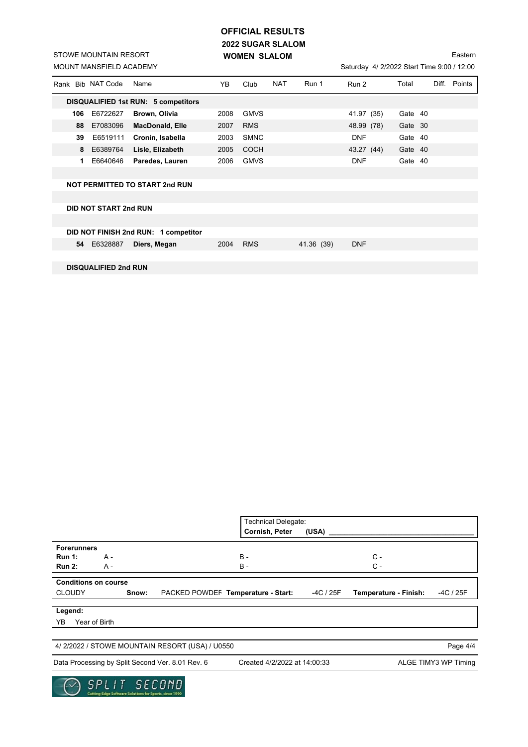# OFFICIAL RESULTS
## 2022 SUGAR SLALOM
### WOMEN SLALOM

STOWE MOUNTAIN RESORT
MOUNT MANSFIELD ACADEMY

Eastern
Saturday 4/ 2/2022 Start Time 9:00 / 12:00

| Rank | Bib | NAT Code | Name | YB | Club | NAT | Run 1 | Run 2 | Total | Diff. | Points |
|---|---|---|---|---|---|---|---|---|---|---|---|
| **DISQUALIFIED 1st RUN: 5 competitors** | | | | | | | | | | | |
| | **106** | E6722627 | **Brown, Olivia** | 2008 | GMVS | | | 41.97 (35) | Gate 40 | | |
| | **88** | E7083096 | **MacDonald, Elle** | 2007 | RMS | | | 48.99 (78) | Gate 30 | | |
| | **39** | E6519111 | **Cronin, Isabella** | 2003 | SMNC | | | DNF | Gate 40 | | |
| | **8** | E6389764 | **Lisle, Elizabeth** | 2005 | COCH | | | 43.27 (44) | Gate 40 | | |
| | **1** | E6640646 | **Paredes, Lauren** | 2006 | GMVS | | | DNF | Gate 40 | | |
| **NOT PERMITTED TO START 2nd RUN** | | | | | | | | | | | |
| **DID NOT START 2nd RUN** | | | | | | | | | | | |
| **DID NOT FINISH 2nd RUN: 1 competitor** | | | | | | | | | | | |
| | **54** | E6328887 | **Diers, Megan** | 2004 | RMS | | 41.36 (39) | DNF | | | |
| **DISQUALIFIED 2nd RUN** | | | | | | | | | | | |

Technical Delegate:
**Cornish, Peter (USA)** ____________________

**Forerunners**

| | | | |
|---|---|---|---|
| **Run 1:** | A - | B - | C - |
| **Run 2:** | A - | B - | C - |

**Conditions on course**

| | | | | | |
|---|---|---|---|---|---|
| CLOUDY | **Snow:** PACKED POWDER | **Temperature - Start:** | -4C / 25F | **Temperature - Finish:** | -4C / 25F |

**Legend:**
YB Year of Birth

4/ 2/2022 / STOWE MOUNTAIN RESORT (USA) / U0550

Data Processing by Split Second Ver. 8.01 Rev. 6 Created 4/2/2022 at 14:00:33 ALGE TIMY3 WP Timing